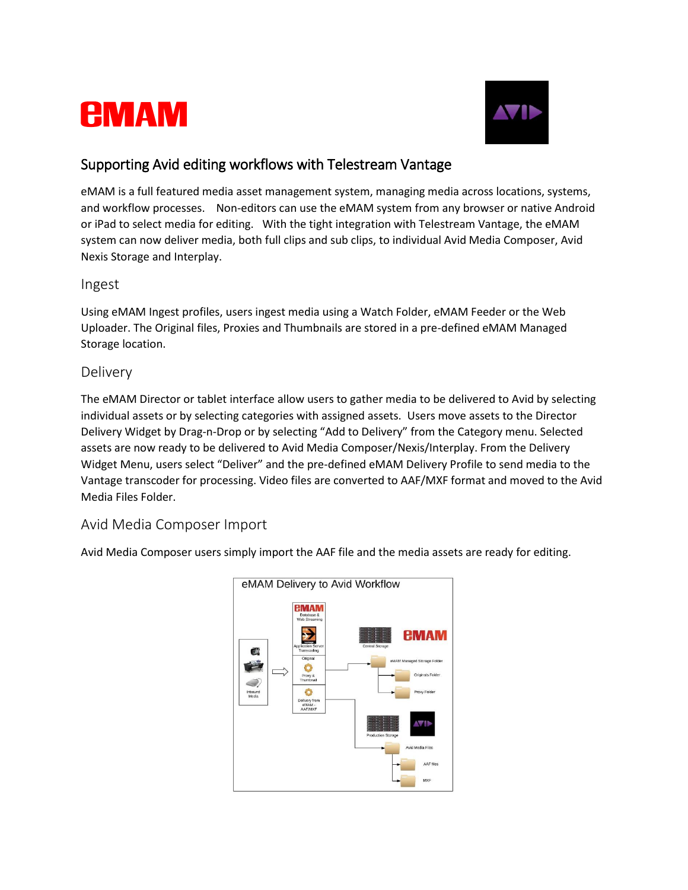# Supporting Avid editing workflows with Telestream Vantage

eMAM is a full featured media asset management system, managing media across locations, systems, and workflow processes. Non-editors can use the eMAM system from any browser or native Android or iPad to select media for editing. With the tight integration with Telestream Vantage, the eMAM system can now deliver media, both full clips and sub clips, to individual Avid Media Composer, Avid Nexis Storage and Interplay.

## Ingest

Using eMAM Ingest profiles, users ingest media using a Watch Folder, eMAM Feeder or the Web Uploader. The Original files, Proxies and Thumbnails are stored in a pre-defined eMAM Managed Storage location.

## Delivery

The eMAM Director or tablet interface allow users to gather media to be delivered to Avid by selecting individual assets or by selecting categories with assigned assets. Users move assets to the Director Delivery Widget by Drag-n-Drop or by selecting "Add to Delivery" from the Category menu. Selected assets are now ready to be delivered to Avid Media Composer/Nexis/Interplay. From the Delivery Widget Menu, users select "Deliver" and the pre-defined eMAM Delivery Profile to send media to the Vantage transcoder for processing. Video files are converted to AAF/MXF format and moved to the Avid Media Files Folder.

## Avid Media Composer Import

Avid Media Composer users simply import the AAF file and the media assets are ready for editing.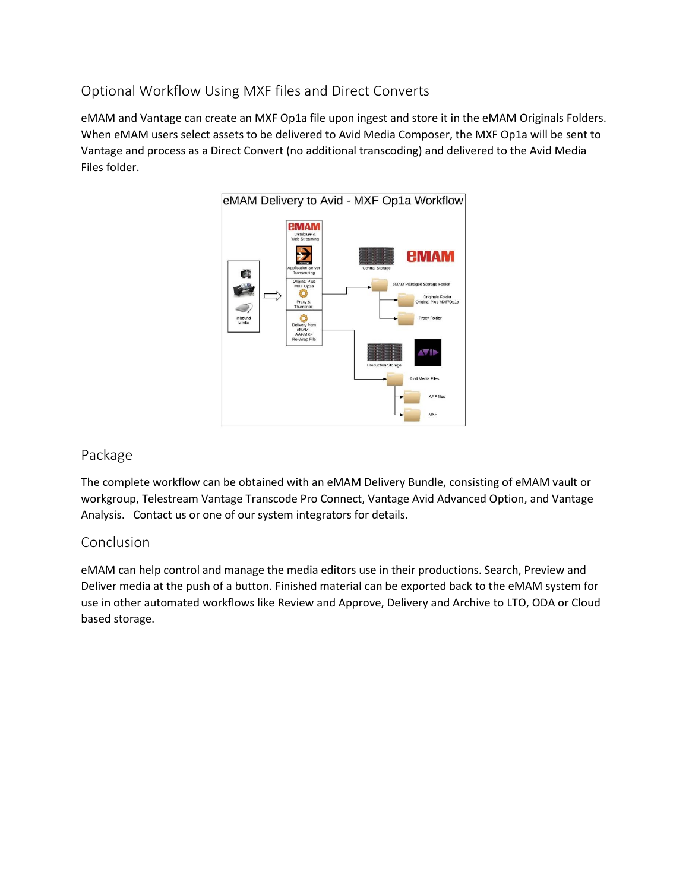## Optional Workflow Using MXF files and Direct Converts

eMAM and Vantage can create an MXF Op1a file upon ingest and store it in the eMAM Originals Folders. When eMAM users select assets to be delivered to Avid Media Composer, the MXF Op1a will be sent to Vantage and process as a Direct Convert (no additional transcoding) and delivered to the Avid Media Files folder.

eMAM Delivery to Avid - MXF Op1a Workflow

eMAM
Database & Web Streaming
Application Server Transcoding
Original Plus MXF Op1a
Proxy & Thumbnail
Delivery from eMAM - AAF/MXF Re-Wrap File
Inbound Media
Central Storage
eMAM
eMAM Managed Storage Folder
Originals Folder Original Plus MXF/Op1a
Proxy Folder
Production Storage
Avid Media Files
AAF files
MXF

## Package

The complete workflow can be obtained with an eMAM Delivery Bundle, consisting of eMAM vault or workgroup, Telestream Vantage Transcode Pro Connect, Vantage Avid Advanced Option, and Vantage Analysis. Contact us or one of our system integrators for details.

## Conclusion

eMAM can help control and manage the media editors use in their productions. Search, Preview and Deliver media at the push of a button. Finished material can be exported back to the eMAM system for use in other automated workflows like Review and Approve, Delivery and Archive to LTO, ODA or Cloud based storage.